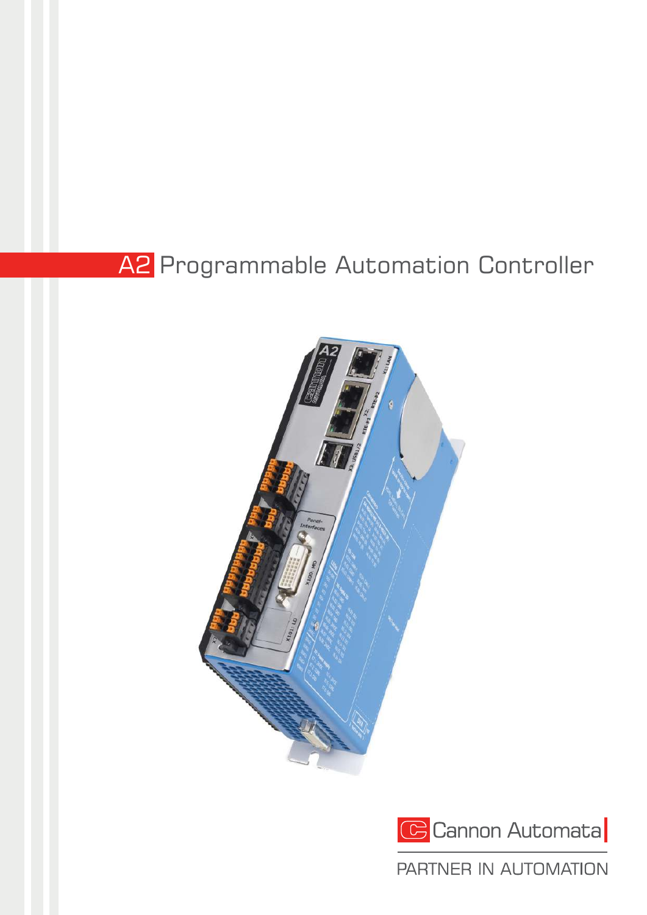# A2 Programmable Automation Controller

Cannon Automata

PARTNER IN AUTOMATION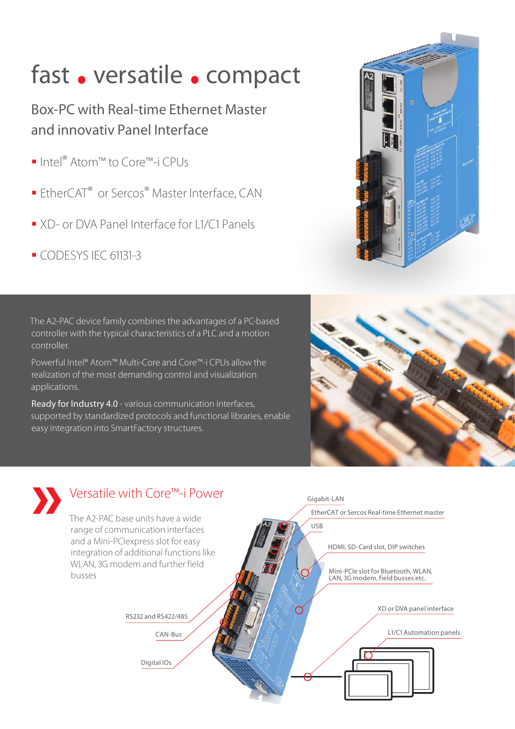# fast • versatile • compact

## Box-PC with Real-time Ethernet Master and innovativ Panel Interface

- Intel® Atom™ to Core™-i CPUs
- EtherCAT® or Sercos® Master Interface, CAN
- XD- or DVA Panel Interface for L1/C1 Panels
- CODESYS IEC 61131-3

The A2-PAC device family combines the advantages of a PC-based controller with the typical characteristics of a PLC and a motion controller.

Powerful Intel® Atom™ Multi-Core and Core™-i CPUs allow the realization of the most demanding control and visualization applications.

**Ready for Industry 4.0** - various communication interfaces, supported by standardized protocols and functional libraries, enable easy integration into SmartFactory structures.

## Versatile with Core™-i Power

The A2-PAC base units have a wide range of communication interfaces and a Mini-PCIexpress slot for easy integration of additional functions like WLAN, 3G modem and further field busses

- Gigabit-LAN
- EtherCAT or Sercos Real-time Ethernet master
- USB
- HDMI, SD-Card slot, DIP switches
- Mini-PCIe slot for Bluetooth, WLAN, LAN, 3G modem, field busses etc.
- XD or DVA panel interface
- L1/C1 Automation panels
- RS232 and RS422/485
- CAN-Bus
- Digital IOs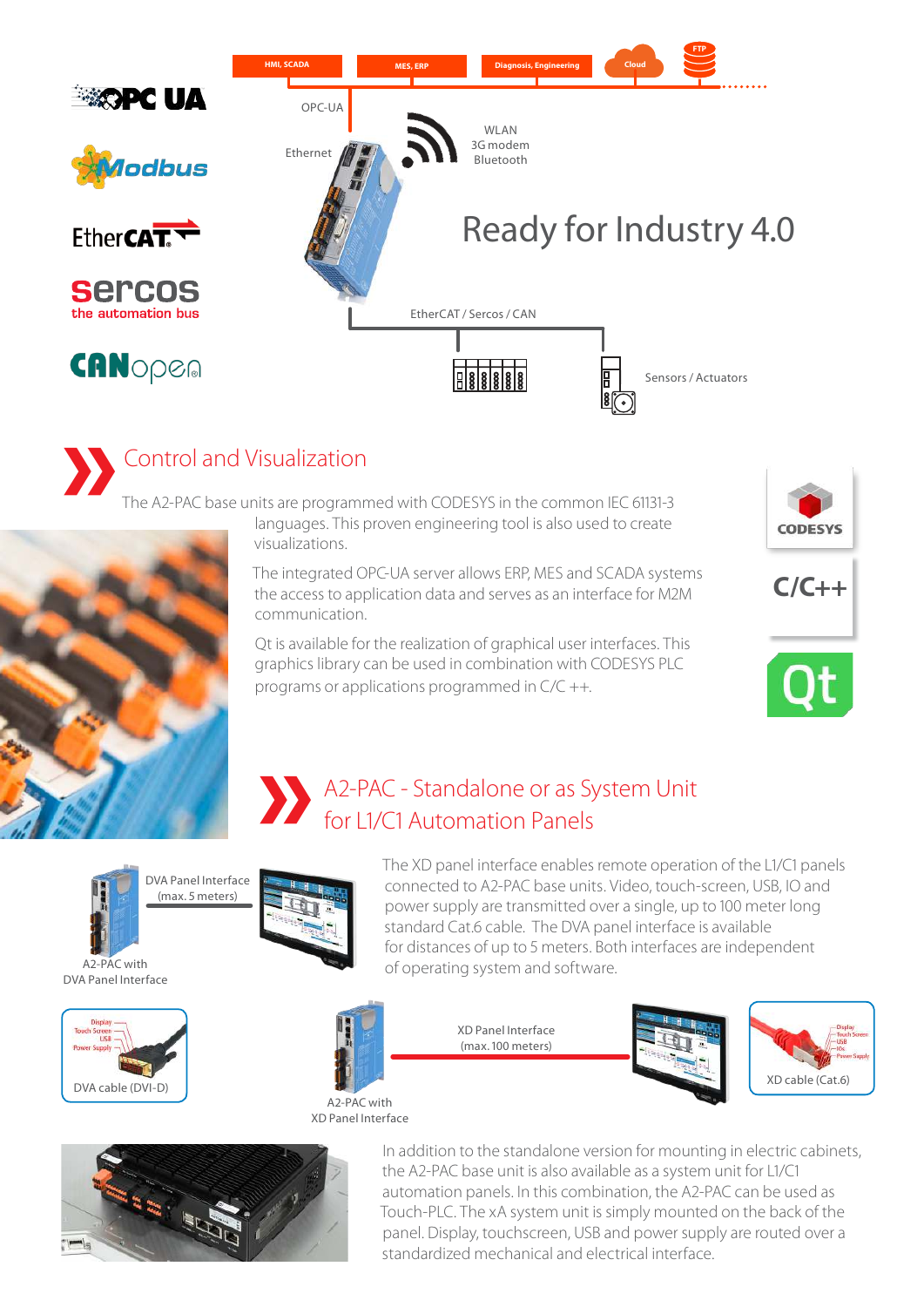HMI, SCADA | MES, ERP | Diagnosis, Engineering | Cloud | FTP

OPC UA

Modbus

EtherCAT

sercos the automation bus

CANopen

OPC-UA

Ethernet

WLAN
3G modem
Bluetooth

# Ready for Industry 4.0

EtherCAT / Sercos / CAN

Sensors / Actuators

## Control and Visualization

The A2-PAC base units are programmed with CODESYS in the common IEC 61131-3 languages. This proven engineering tool is also used to create visualizations.

The integrated OPC-UA server allows ERP, MES and SCADA systems the access to application data and serves as an interface for M2M communication.

Qt is available for the realization of graphical user interfaces. This graphics library can be used in combination with CODESYS PLC programs or applications programmed in C/C ++.

CODESYS

C/C++

Qt

## A2-PAC - Standalone or as System Unit for L1/C1 Automation Panels

DVA Panel Interface (max. 5 meters)

A2-PAC with DVA Panel Interface

The XD panel interface enables remote operation of the L1/C1 panels connected to A2-PAC base units. Video, touch-screen, USB, IO and power supply are transmitted over a single, up to 100 meter long standard Cat.6 cable. The DVA panel interface is available for distances of up to 5 meters. Both interfaces are independent of operating system and software.

Display, Touch Screen, USB, Power Supply

DVA cable (DVI-D)

XD Panel Interface (max. 100 meters)

A2-PAC with XD Panel Interface

Display, Touch Screen, USB, IOs, Power Supply

XD cable (Cat.6)

In addition to the standalone version for mounting in electric cabinets, the A2-PAC base unit is also available as a system unit for L1/C1 automation panels. In this combination, the A2-PAC can be used as Touch-PLC. The xA system unit is simply mounted on the back of the panel. Display, touchscreen, USB and power supply are routed over a standardized mechanical and electrical interface.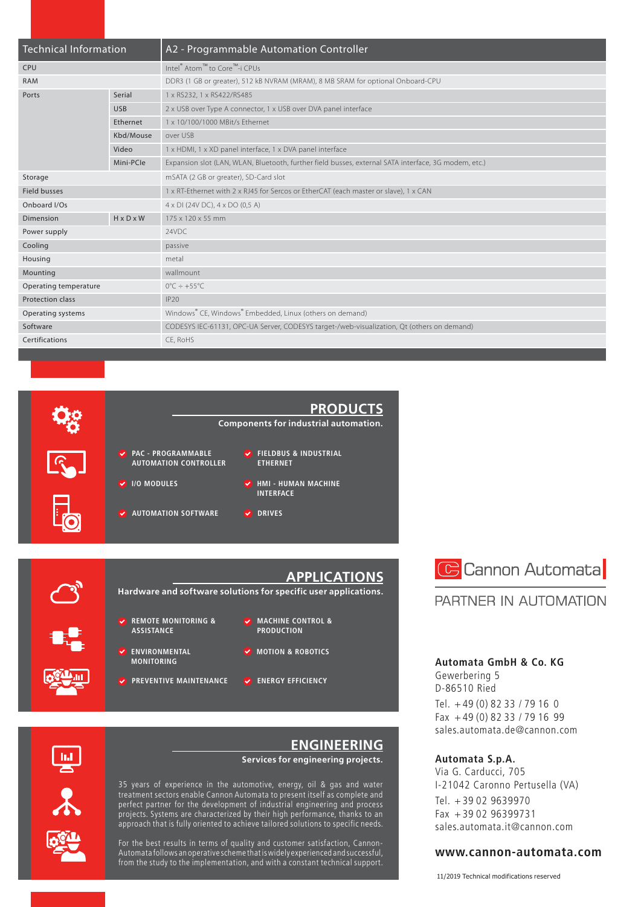| Technical Information | | A2 - Programmable Automation Controller |
|---|---|---|
| CPU | | Intel® Atom™ to Core™-i CPUs |
| RAM | | DDR3 (1 GB or greater), 512 kB NVRAM (MRAM), 8 MB SRAM for optional Onboard-CPU |
| Ports | Serial | 1 x RS232, 1 x RS422/RS485 |
| | USB | 2 x USB over Type A connector, 1 x USB over DVA panel interface |
| | Ethernet | 1 x 10/100/1000 MBit/s Ethernet |
| | Kbd/Mouse | over USB |
| | Video | 1 x HDMI, 1 x XD panel interface, 1 x DVA panel interface |
| | Mini-PCIe | Expansion slot (LAN, WLAN, Bluetooth, further field busses, external SATA interface, 3G modem, etc.) |
| Storage | | mSATA (2 GB or greater), SD-Card slot |
| Field busses | | 1 x RT-Ethernet with 2 x RJ45 for Sercos or EtherCAT (each master or slave), 1 x CAN |
| Onboard I/Os | | 4 x DI (24V DC), 4 x DO (0,5 A) |
| Dimension | H x D x W | 175 x 120 x 55 mm |
| Power supply | | 24VDC |
| Cooling | | passive |
| Housing | | metal |
| Mounting | | wallmount |
| Operating temperature | | 0°C ÷ +55°C |
| Protection class | | IP20 |
| Operating systems | | Windows® CE, Windows® Embedded, Linux (others on demand) |
| Software | | CODESYS IEC-61131, OPC-UA Server, CODESYS target-/web-visualization, Qt (others on demand) |
| Certifications | | CE, RoHS |

## PRODUCTS

**Components for industrial automation.**

- PAC - PROGRAMMABLE AUTOMATION CONTROLLER
- FIELDBUS & INDUSTRIAL ETHERNET
- I/O MODULES
- HMI - HUMAN MACHINE INTERFACE
- AUTOMATION SOFTWARE
- DRIVES

## APPLICATIONS

**Hardware and software solutions for specific user applications.**

- REMOTE MONITORING & ASSISTANCE
- MACHINE CONTROL & PRODUCTION
- ENVIRONMENTAL MONITORING
- MOTION & ROBOTICS
- PREVENTIVE MAINTENANCE
- ENERGY EFFICIENCY

## ENGINEERING

**Services for engineering projects.**

35 years of experience in the automotive, energy, oil & gas and water treatment sectors enable Cannon Automata to present itself as complete and perfect partner for the development of industrial engineering and process projects. Systems are characterized by their high performance, thanks to an approach that is fully oriented to achieve tailored solutions to specific needs.

For the best results in terms of quality and customer satisfaction, Cannon-Automata follows an operative scheme that is widely experienced and successful, from the study to the implementation, and with a constant technical support.

Cannon Automata

PARTNER IN AUTOMATION

**Automata GmbH & Co. KG**
Gewerbering 5
D-86510 Ried
Tel. +49 (0) 82 33 / 79 16 0
Fax +49 (0) 82 33 / 79 16 99
sales.automata.de@cannon.com

**Automata S.p.A.**
Via G. Carducci, 705
I-21042 Caronno Pertusella (VA)
Tel. +39 02 9639970
Fax +39 02 96399731
sales.automata.it@cannon.com

**www.cannon-automata.com**

11/2019 Technical modifications reserved